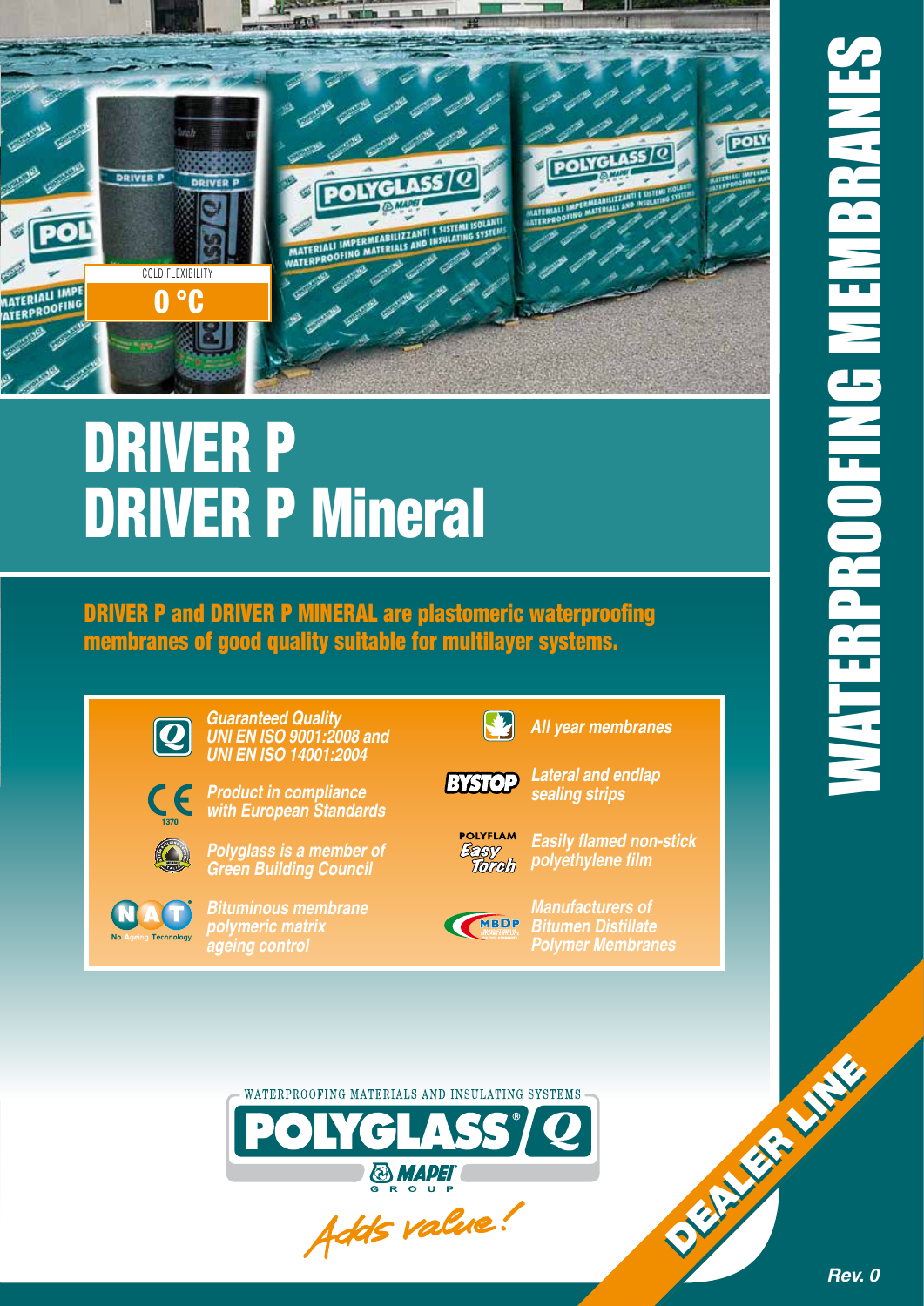# WATERPROOFING MEMBRANES

COLD FLEXIBILITY

**0 °C**

# DRIVER P
# DRIVER P Mineral

**DRIVER P and DRIVER P MINERAL are plastomeric waterproofing membranes of good quality suitable for multilayer systems.**

- *Guaranteed Quality UNI EN ISO 9001:2008 and UNI EN ISO 14001:2004*
- *Product in compliance with European Standards*
- *Polyglass is a member of Green Building Council*
- *Bituminous membrane polymeric matrix ageing control*
- *All year membranes*
- *Lateral and endlap sealing strips*
- *Easily flamed non-stick polyethylene film*
- *Manufacturers of Bitumen Distillate Polymer Membranes*

WATERPROOFING MATERIALS AND INSULATING SYSTEMS

POLYGLASS® MAPEI GROUP

*Adds value!*

DEALER LINE

*Rev. 0*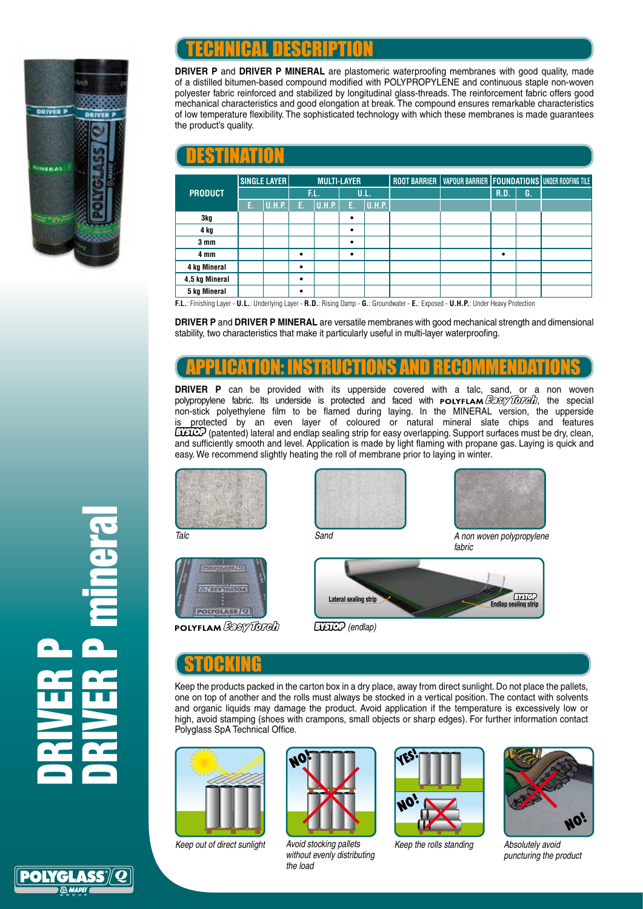## TECHNICAL DESCRIPTION

**DRIVER P** and **DRIVER P MINERAL** are plastomeric waterproofing membranes with good quality, made of a distilled bitumen-based compound modified with POLYPROPYLENE and continuous staple non-woven polyester fabric reinforced and stabilized by longitudinal glass-threads. The reinforcement fabric offers good mechanical characteristics and good elongation at break. The compound ensures remarkable characteristics of low temperature flexibility. The sophisticated technology with which these membranes is made guarantees the product's quality.

## DESTINATION

| PRODUCT | SINGLE LAYER | | MULTI-LAYER | | | | ROOT BARRIER | VAPOUR BARRIER | FOUNDATIONS | | UNDER ROOFING TILE |
|---|---|---|---|---|---|---|---|---|---|---|---|
| | | | F.L. | | U.L. | | | | R.D. | G. | |
| | E. | U.H.P. | E. | U.H.P. | E. | U.H.P. | | | | | |
| 3kg | | | | | • | | | | | | |
| 4 kg | | | | | • | | | | | | |
| 3 mm | | | | | • | | | | | | |
| 4 mm | | | • | | • | | | | • | | |
| 4 kg Mineral | | | • | | | | | | | | |
| 4,5 kg Mineral | | | • | | | | | | | | |
| 5 kg Mineral | | | • | | | | | | | | |

**F.L.**: Finishing Layer - **U.L.**: Underlying Layer - **R.D.**: Rising Damp - **G.**: Groundwater - **E.**: Exposed - **U.H.P.**: Under Heavy Protection

**DRIVER P** and **DRIVER P MINERAL** are versatile membranes with good mechanical strength and dimensional stability, two characteristics that make it particularly useful in multi-layer waterproofing.

## APPLICATION: INSTRUCTIONS AND RECOMMENDATIONS

**DRIVER P** can be provided with its upperside covered with a talc, sand, or a non woven polypropylene fabric. Its underside is protected and faced with POLYFLAM *Easy Torch*, the special non-stick polyethylene film to be flamed during laying. In the MINERAL version, the upperside is protected by an even layer of coloured or natural mineral slate chips and features BYSTOP (patented) lateral and endlap sealing strip for easy overlapping. Support surfaces must be dry, clean, and sufficiently smooth and level. Application is made by light flaming with propane gas. Laying is quick and easy. We recommend slightly heating the roll of membrane prior to laying in winter.

*Talc*

*Sand*

*A non woven polypropylene fabric*

POLYFLAM *Easy Torch*

Lateral sealing strip — BYSTOP Endlap sealing strip

BYSTOP *(endlap)*

## STOCKING

Keep the products packed in the carton box in a dry place, away from direct sunlight. Do not place the pallets, one on top of another and the rolls must always be stocked in a vertical position. The contact with solvents and organic liquids may damage the product. Avoid application if the temperature is excessively low or high, avoid stamping (shoes with crampons, small objects or sharp edges). For further information contact Polyglass SpA Technical Office.

*Keep out of direct sunlight*

NO! *Avoid stocking pallets without evenly distributing the load*

YES! NO! *Keep the rolls standing*

NO! *Absolutely avoid puncturing the product*

# DRIVER P
# DRIVER P mineral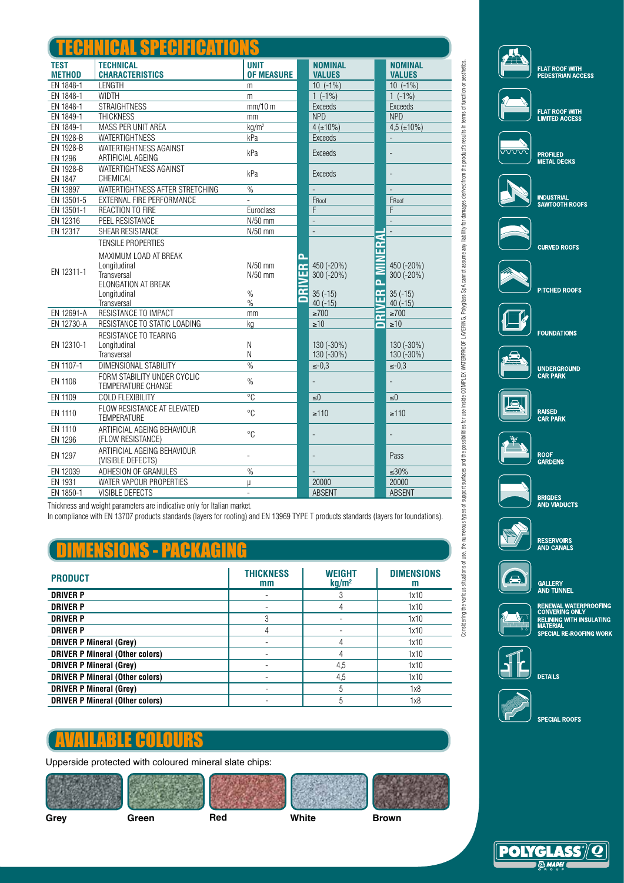## TECHNICAL SPECIFICATIONS

| TEST METHOD | TECHNICAL CHARACTERISTICS | UNIT OF MEASURE | DRIVER P NOMINAL VALUES | DRIVER P MINERAL NOMINAL VALUES |
|---|---|---|---|---|
| EN 1848-1 | LENGTH | m | 10 (-1%) | 10 (-1%) |
| EN 1848-1 | WIDTH | m | 1 (-1%) | 1 (-1%) |
| EN 1848-1 | STRAIGHTNESS | mm/10 m | Exceeds | Exceeds |
| EN 1849-1 | THICKNESS | mm | NPD | NPD |
| EN 1849-1 | MASS PER UNIT AREA | kg/m² | 4 (±10%) | 4,5 (±10%) |
| EN 1928-B | WATERTIGHTNESS | kPa | Exceeds | - |
| EN 1928-B EN 1296 | WATERTIGHTNESS AGAINST ARTIFICIAL AGEING | kPa | Exceeds | - |
| EN 1928-B EN 1847 | WATERTIGHTNESS AGAINST CHEMICAL | kPa | Exceeds | - |
| EN 13897 | WATERTIGHTNESS AFTER STRETCHING | % | - | - |
| EN 13501-5 | EXTERNAL FIRE PERFORMANCE | - | $F_{Roof}$ | $F_{Roof}$ |
| EN 13501-1 | REACTION TO FIRE | Euroclass | F | F |
| EN 12316 | PEEL RESISTANCE | N/50 mm | - | - |
| EN 12317 | SHEAR RESISTANCE | N/50 mm | - | - |
| EN 12311-1 | TENSILE PROPERTIES | | | |
| | MAXIMUM LOAD AT BREAK | | | |
| | Longitudinal | N/50 mm | 450 (-20%) | 450 (-20%) |
| | Transversal | N/50 mm | 300 (-20%) | 300 (-20%) |
| | ELONGATION AT BREAK | | | |
| | Longitudinal | % | 35 (-15) | 35 (-15) |
| | Transversal | % | 40 (-15) | 40 (-15) |
| EN 12691-A | RESISTANCE TO IMPACT | mm | ≥700 | ≥700 |
| EN 12730-A | RESISTANCE TO STATIC LOADING | kg | ≥10 | ≥10 |
| EN 12310-1 | RESISTANCE TO TEARING | | | |
| | Longitudinal | N | 130 (-30%) | 130 (-30%) |
| | Transversal | N | 130 (-30%) | 130 (-30%) |
| EN 1107-1 | DIMENSIONAL STABILITY | % | ≤-0,3 | ≤-0,3 |
| EN 1108 | FORM STABILITY UNDER CYCLIC TEMPERATURE CHANGE | % | - | - |
| EN 1109 | COLD FLEXIBILITY | °C | ≤0 | ≤0 |
| EN 1110 | FLOW RESISTANCE AT ELEVATED TEMPERATURE | °C | ≥110 | ≥110 |
| EN 1110 EN 1296 | ARTIFICIAL AGEING BEHAVIOUR (FLOW RESISTANCE) | °C | - | - |
| EN 1297 | ARTIFICIAL AGEING BEHAVIOUR (VISIBLE DEFECTS) | - | - | Pass |
| EN 12039 | ADHESION OF GRANULES | % | - | ≤30% |
| EN 1931 | WATER VAPOUR PROPERTIES | μ | 20000 | 20000 |
| EN 1850-1 | VISIBLE DEFECTS | - | ABSENT | ABSENT |

Thickness and weight parameters are indicative only for Italian market.
In compliance with EN 13707 products standards (layers for roofing) and EN 13969 TYPE T products standards (layers for foundations).

## DIMENSIONS - PACKAGING

| PRODUCT | THICKNESS mm | WEIGHT kg/m² | DIMENSIONS m |
|---|---|---|---|
| **DRIVER P** | - | 3 | 1x10 |
| **DRIVER P** | - | 4 | 1x10 |
| **DRIVER P** | 3 | - | 1x10 |
| **DRIVER P** | 4 | - | 1x10 |
| **DRIVER P Mineral (Grey)** | - | 4 | 1x10 |
| **DRIVER P Mineral (Other colors)** | - | 4 | 1x10 |
| **DRIVER P Mineral (Grey)** | - | 4,5 | 1x10 |
| **DRIVER P Mineral (Other colors)** | - | 4,5 | 1x10 |
| **DRIVER P Mineral (Grey)** | - | 5 | 1x8 |
| **DRIVER P Mineral (Other colors)** | - | 5 | 1x8 |

## AVAILABLE COLOURS

Upperside protected with coloured mineral slate chips:

**Grey** **Green** **Red** **White** **Brown**

Considering the various situations of use, the numerous types of support surfaces and the possibilities for use inside COMPLEX WATERPROOF LAYERING, Polyglass SpA cannot assume any liability for damages derived from the products results in terms of function or aesthetics.

FLAT ROOF WITH PEDESTRIAN ACCESS

FLAT ROOF WITH LIMITED ACCESS

PROFILED METAL DECKS

INDUSTRIAL SAWTOOTH ROOFS

CURVED ROOFS

PITCHED ROOFS

FOUNDATIONS

UNDERGROUND CAR PARK

RAISED CAR PARK

ROOF GARDENS

BRIGDES AND VIADUCTS

RESERVOIRS AND CANALS

GALLERY AND TUNNEL

RENEWAL WATERPROOFING CONVERING ONLY
RELINING WITH INSULATING MATERIAL
SPECIAL RE-ROOFING WORK

DETAILS

SPECIAL ROOFS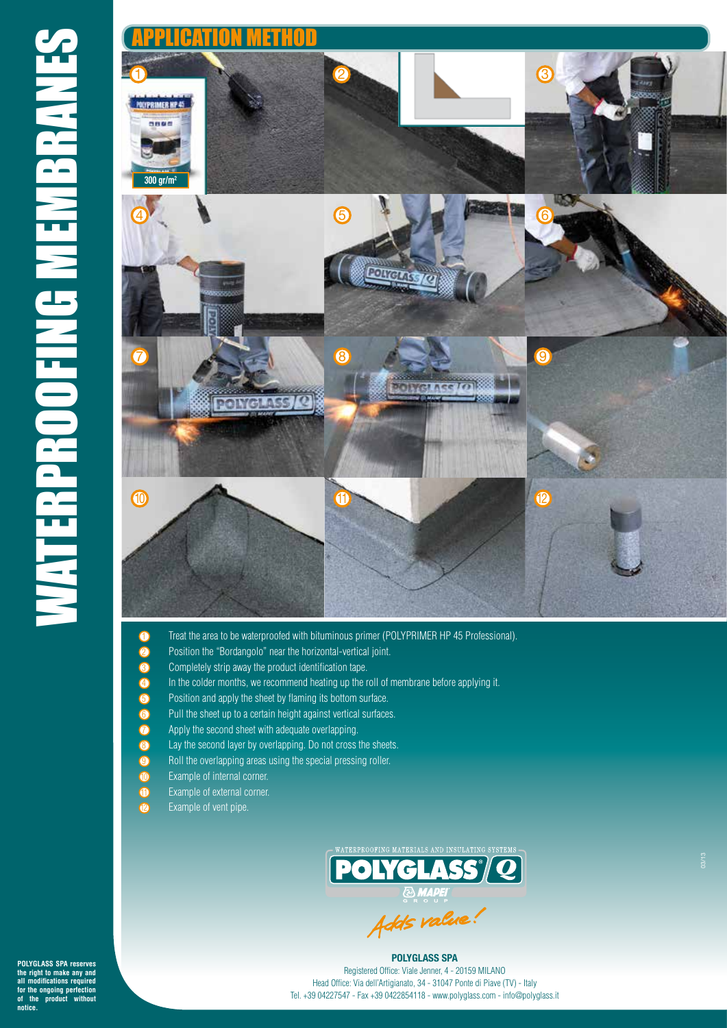# WATERPROOFING MEMBRANES

## APPLICATION METHOD

1. Treat the area to be waterproofed with bituminous primer (POLYPRIMER HP 45 Professional).
2. Position the "Bordangolo" near the horizontal-vertical joint.
3. Completely strip away the product identification tape.
4. In the colder months, we recommend heating up the roll of membrane before applying it.
5. Position and apply the sheet by flaming its bottom surface.
6. Pull the sheet up to a certain height against vertical surfaces.
7. Apply the second sheet with adequate overlapping.
8. Lay the second layer by overlapping. Do not cross the sheets.
9. Roll the overlapping areas using the special pressing roller.
10. Example of internal corner.
11. Example of external corner.
12. Example of vent pipe.

WATERPROOFING MATERIALS AND INSULATING SYSTEMS

POLYGLASS

MAPEI GROUP

*Adds value!*

**POLYGLASS SPA reserves the right to make any and all modifications required for the ongoing perfection of the product without notice.**

**POLYGLASS SPA**

Registered Office: Viale Jenner, 4 - 20159 MILANO

Head Office: Via dell'Artigianato, 34 - 31047 Ponte di Piave (TV) - Italy

Tel. +39 04227547 - Fax +39 0422854118 - www.polyglass.com - info@polyglass.it

03/13